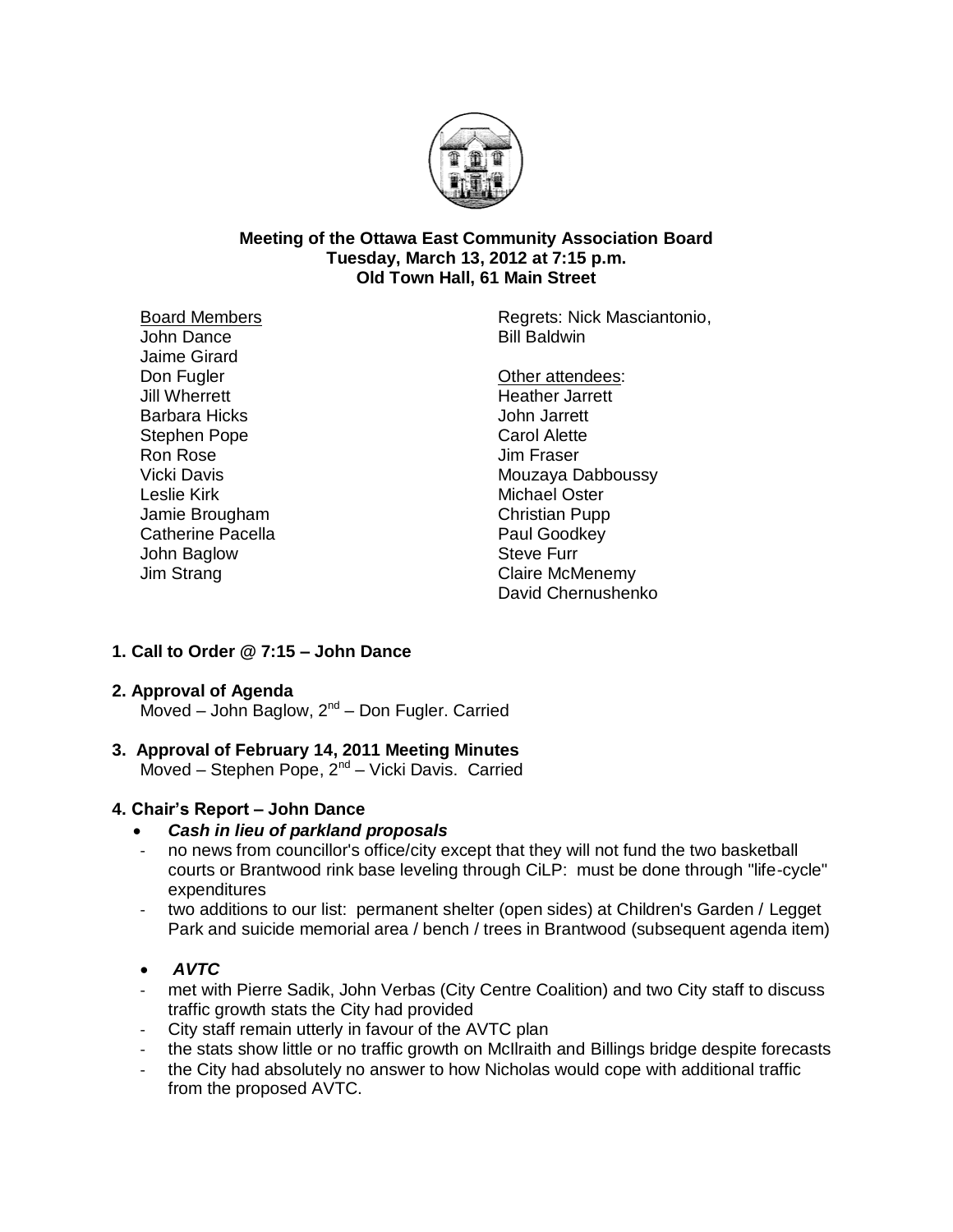**Meeting of the Ottawa East Community Association Board**
**Tuesday, March 13, 2012 at 7:15 p.m.**
**Old Town Hall, 61 Main Street**

Board Members
John Dance
Jaime Girard
Don Fugler
Jill Wherrett
Barbara Hicks
Stephen Pope
Ron Rose
Vicki Davis
Leslie Kirk
Jamie Brougham
Catherine Pacella
John Baglow
Jim Strang

Regrets: Nick Masciantonio, Bill Baldwin

Other attendees:
Heather Jarrett
John Jarrett
Carol Alette
Jim Fraser
Mouzaya Dabboussy
Michael Oster
Christian Pupp
Paul Goodkey
Steve Furr
Claire McMenemy
David Chernushenko

### 1. Call to Order @ 7:15 – John Dance

### 2. Approval of Agenda

Moved – John Baglow, 2nd – Don Fugler. Carried

### 3. Approval of February 14, 2011 Meeting Minutes

Moved – Stephen Pope, 2nd – Vicki Davis. Carried

### 4. Chair's Report – John Dance

- ***Cash in lieu of parkland proposals***
  - no news from councillor's office/city except that they will not fund the two basketball courts or Brantwood rink base leveling through CiLP: must be done through "life-cycle" expenditures
  - two additions to our list: permanent shelter (open sides) at Children's Garden / Legget Park and suicide memorial area / bench / trees in Brantwood (subsequent agenda item)

- ***AVTC***
  - met with Pierre Sadik, John Verbas (City Centre Coalition) and two City staff to discuss traffic growth stats the City had provided
  - City staff remain utterly in favour of the AVTC plan
  - the stats show little or no traffic growth on McIlraith and Billings bridge despite forecasts
  - the City had absolutely no answer to how Nicholas would cope with additional traffic from the proposed AVTC.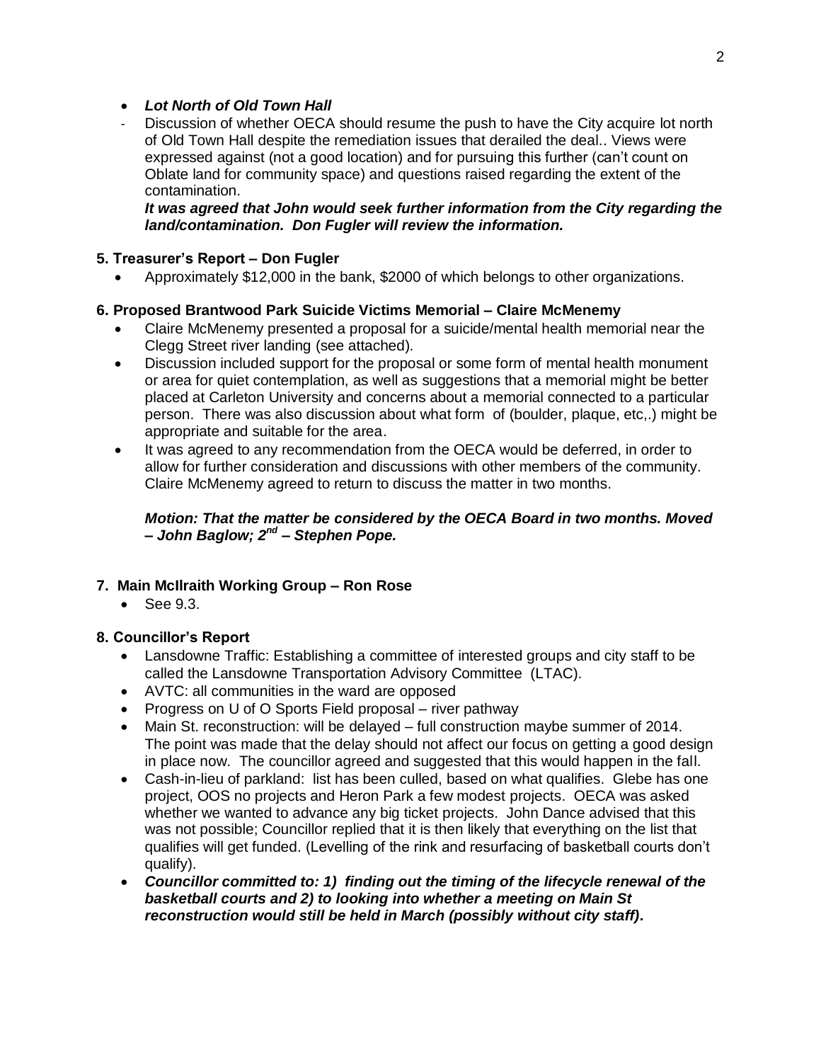- ***Lot North of Old Town Hall***

- Discussion of whether OECA should resume the push to have the City acquire lot north of Old Town Hall despite the remediation issues that derailed the deal.. Views were expressed against (not a good location) and for pursuing this further (can't count on Oblate land for community space) and questions raised regarding the extent of the contamination.

  ***It was agreed that John would seek further information from the City regarding the land/contamination. Don Fugler will review the information.***

### 5. Treasurer's Report – Don Fugler

- Approximately $12,000 in the bank, $2000 of which belongs to other organizations.

### 6. Proposed Brantwood Park Suicide Victims Memorial – Claire McMenemy

- Claire McMenemy presented a proposal for a suicide/mental health memorial near the Clegg Street river landing (see attached).
- Discussion included support for the proposal or some form of mental health monument or area for quiet contemplation, as well as suggestions that a memorial might be better placed at Carleton University and concerns about a memorial connected to a particular person. There was also discussion about what form of (boulder, plaque, etc,.) might be appropriate and suitable for the area.
- It was agreed to any recommendation from the OECA would be deferred, in order to allow for further consideration and discussions with other members of the community. Claire McMenemy agreed to return to discuss the matter in two months.

  ***Motion: That the matter be considered by the OECA Board in two months. Moved – John Baglow; 2nd – Stephen Pope.***

### 7. Main McIlraith Working Group – Ron Rose

- See 9.3.

### 8. Councillor's Report

- Lansdowne Traffic: Establishing a committee of interested groups and city staff to be called the Lansdowne Transportation Advisory Committee (LTAC).
- AVTC: all communities in the ward are opposed
- Progress on U of O Sports Field proposal – river pathway
- Main St. reconstruction: will be delayed – full construction maybe summer of 2014. The point was made that the delay should not affect our focus on getting a good design in place now. The councillor agreed and suggested that this would happen in the fall.
- Cash-in-lieu of parkland: list has been culled, based on what qualifies. Glebe has one project, OOS no projects and Heron Park a few modest projects. OECA was asked whether we wanted to advance any big ticket projects. John Dance advised that this was not possible; Councillor replied that it is then likely that everything on the list that qualifies will get funded. (Levelling of the rink and resurfacing of basketball courts don't qualify).
- ***Councillor committed to: 1) finding out the timing of the lifecycle renewal of the basketball courts and 2) to looking into whether a meeting on Main St reconstruction would still be held in March (possibly without city staff).***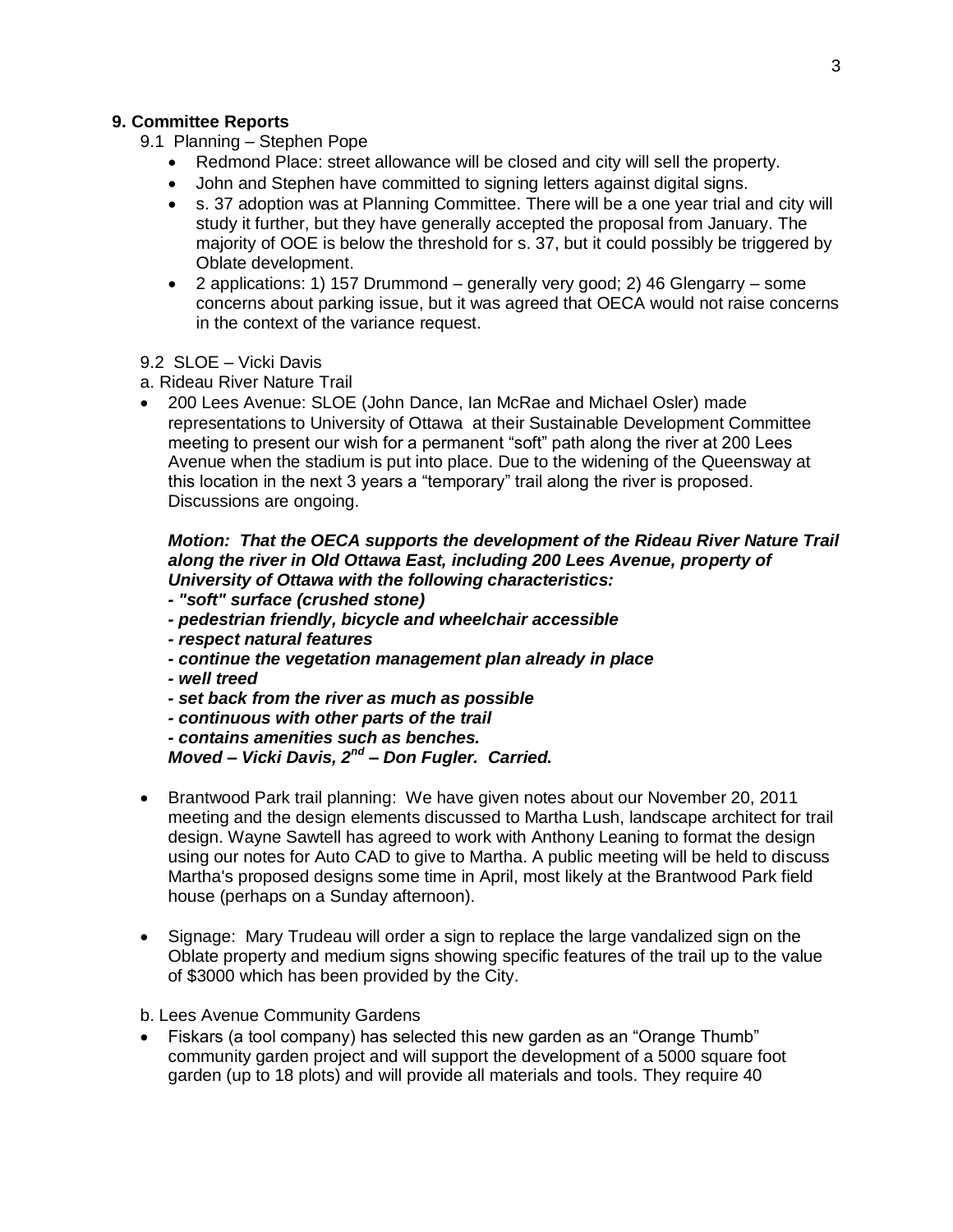## 9. Committee Reports

9.1 Planning – Stephen Pope

- Redmond Place: street allowance will be closed and city will sell the property.
- John and Stephen have committed to signing letters against digital signs.
- s. 37 adoption was at Planning Committee. There will be a one year trial and city will study it further, but they have generally accepted the proposal from January. The majority of OOE is below the threshold for s. 37, but it could possibly be triggered by Oblate development.
- 2 applications: 1) 157 Drummond – generally very good; 2) 46 Glengarry – some concerns about parking issue, but it was agreed that OECA would not raise concerns in the context of the variance request.

9.2 SLOE – Vicki Davis

a. Rideau River Nature Trail

- 200 Lees Avenue: SLOE (John Dance, Ian McRae and Michael Osler) made representations to University of Ottawa at their Sustainable Development Committee meeting to present our wish for a permanent "soft" path along the river at 200 Lees Avenue when the stadium is put into place. Due to the widening of the Queensway at this location in the next 3 years a "temporary" trail along the river is proposed. Discussions are ongoing.

***Motion: That the OECA supports the development of the Rideau River Nature Trail along the river in Old Ottawa East, including 200 Lees Avenue, property of University of Ottawa with the following characteristics:***
***- "soft" surface (crushed stone)***
***- pedestrian friendly, bicycle and wheelchair accessible***
***- respect natural features***
***- continue the vegetation management plan already in place***
***- well treed***
***- set back from the river as much as possible***
***- continuous with other parts of the trail***
***- contains amenities such as benches.***
***Moved – Vicki Davis, 2nd – Don Fugler. Carried.***

- Brantwood Park trail planning: We have given notes about our November 20, 2011 meeting and the design elements discussed to Martha Lush, landscape architect for trail design. Wayne Sawtell has agreed to work with Anthony Leaning to format the design using our notes for Auto CAD to give to Martha. A public meeting will be held to discuss Martha's proposed designs some time in April, most likely at the Brantwood Park field house (perhaps on a Sunday afternoon).

- Signage: Mary Trudeau will order a sign to replace the large vandalized sign on the Oblate property and medium signs showing specific features of the trail up to the value of $3000 which has been provided by the City.

b. Lees Avenue Community Gardens

- Fiskars (a tool company) has selected this new garden as an "Orange Thumb" community garden project and will support the development of a 5000 square foot garden (up to 18 plots) and will provide all materials and tools. They require 40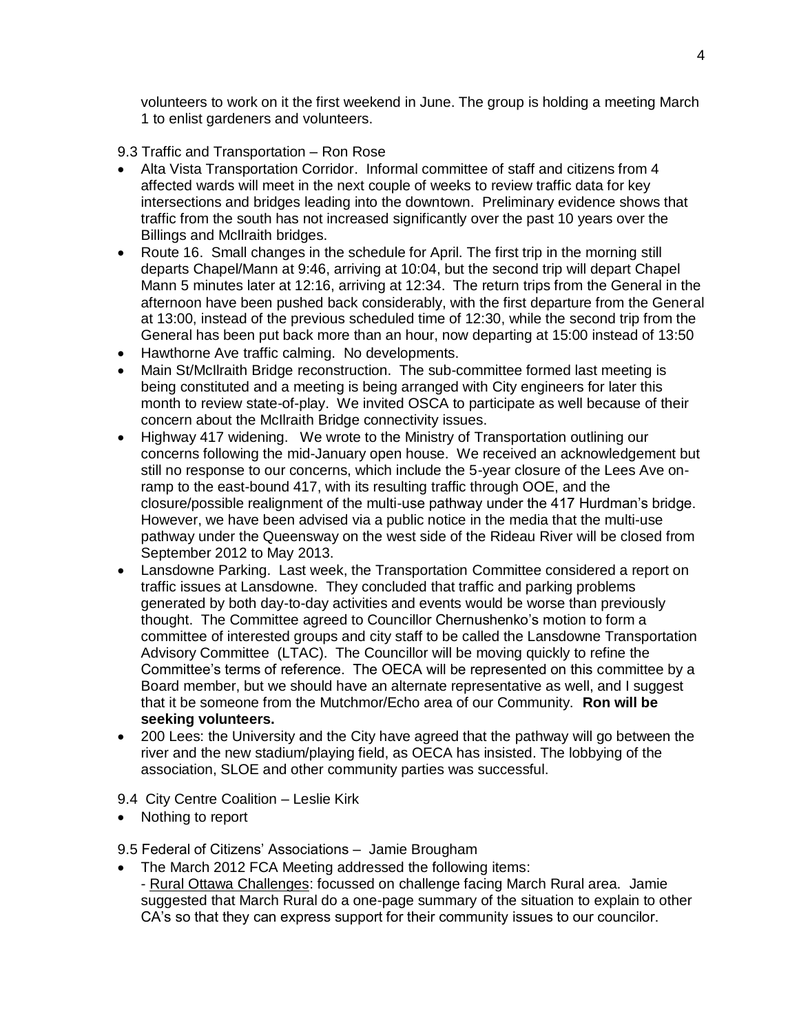volunteers to work on it the first weekend in June. The group is holding a meeting March 1 to enlist gardeners and volunteers.

9.3 Traffic and Transportation – Ron Rose

- Alta Vista Transportation Corridor. Informal committee of staff and citizens from 4 affected wards will meet in the next couple of weeks to review traffic data for key intersections and bridges leading into the downtown. Preliminary evidence shows that traffic from the south has not increased significantly over the past 10 years over the Billings and McIlraith bridges.
- Route 16. Small changes in the schedule for April. The first trip in the morning still departs Chapel/Mann at 9:46, arriving at 10:04, but the second trip will depart Chapel Mann 5 minutes later at 12:16, arriving at 12:34. The return trips from the General in the afternoon have been pushed back considerably, with the first departure from the General at 13:00, instead of the previous scheduled time of 12:30, while the second trip from the General has been put back more than an hour, now departing at 15:00 instead of 13:50
- Hawthorne Ave traffic calming. No developments.
- Main St/McIlraith Bridge reconstruction. The sub-committee formed last meeting is being constituted and a meeting is being arranged with City engineers for later this month to review state-of-play. We invited OSCA to participate as well because of their concern about the McIlraith Bridge connectivity issues.
- Highway 417 widening. We wrote to the Ministry of Transportation outlining our concerns following the mid-January open house. We received an acknowledgement but still no response to our concerns, which include the 5-year closure of the Lees Ave on-ramp to the east-bound 417, with its resulting traffic through OOE, and the closure/possible realignment of the multi-use pathway under the 417 Hurdman's bridge. However, we have been advised via a public notice in the media that the multi-use pathway under the Queensway on the west side of the Rideau River will be closed from September 2012 to May 2013.
- Lansdowne Parking. Last week, the Transportation Committee considered a report on traffic issues at Lansdowne. They concluded that traffic and parking problems generated by both day-to-day activities and events would be worse than previously thought. The Committee agreed to Councillor Chernushenko's motion to form a committee of interested groups and city staff to be called the Lansdowne Transportation Advisory Committee (LTAC). The Councillor will be moving quickly to refine the Committee's terms of reference. The OECA will be represented on this committee by a Board member, but we should have an alternate representative as well, and I suggest that it be someone from the Mutchmor/Echo area of our Community. **Ron will be seeking volunteers.**
- 200 Lees: the University and the City have agreed that the pathway will go between the river and the new stadium/playing field, as OECA has insisted. The lobbying of the association, SLOE and other community parties was successful.

9.4 City Centre Coalition – Leslie Kirk

- Nothing to report

9.5 Federal of Citizens' Associations – Jamie Brougham

- The March 2012 FCA Meeting addressed the following items:
  - Rural Ottawa Challenges: focussed on challenge facing March Rural area. Jamie suggested that March Rural do a one-page summary of the situation to explain to other CA's so that they can express support for their community issues to our councilor.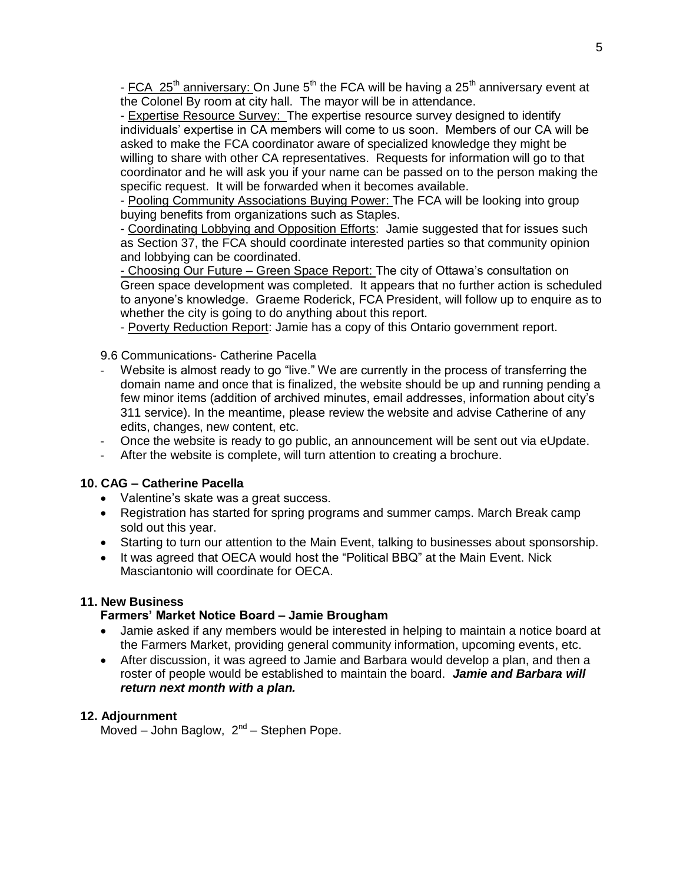- <u>FCA 25th anniversary:</u> On June 5th the FCA will be having a 25th anniversary event at the Colonel By room at city hall. The mayor will be in attendance.
- <u>Expertise Resource Survey:</u> The expertise resource survey designed to identify individuals' expertise in CA members will come to us soon. Members of our CA will be asked to make the FCA coordinator aware of specialized knowledge they might be willing to share with other CA representatives. Requests for information will go to that coordinator and he will ask you if your name can be passed on to the person making the specific request. It will be forwarded when it becomes available.
- <u>Pooling Community Associations Buying Power:</u> The FCA will be looking into group buying benefits from organizations such as Staples.
- <u>Coordinating Lobbying and Opposition Efforts</u>: Jamie suggested that for issues such as Section 37, the FCA should coordinate interested parties so that community opinion and lobbying can be coordinated.
- <u>Choosing Our Future – Green Space Report:</u> The city of Ottawa's consultation on Green space development was completed. It appears that no further action is scheduled to anyone's knowledge. Graeme Roderick, FCA President, will follow up to enquire as to whether the city is going to do anything about this report.
- <u>Poverty Reduction Report</u>: Jamie has a copy of this Ontario government report.

9.6 Communications- Catherine Pacella

- Website is almost ready to go "live." We are currently in the process of transferring the domain name and once that is finalized, the website should be up and running pending a few minor items (addition of archived minutes, email addresses, information about city's 311 service). In the meantime, please review the website and advise Catherine of any edits, changes, new content, etc.
- Once the website is ready to go public, an announcement will be sent out via eUpdate.
- After the website is complete, will turn attention to creating a brochure.

**10. CAG – Catherine Pacella**

- Valentine's skate was a great success.
- Registration has started for spring programs and summer camps. March Break camp sold out this year.
- Starting to turn our attention to the Main Event, talking to businesses about sponsorship.
- It was agreed that OECA would host the "Political BBQ" at the Main Event. Nick Masciantonio will coordinate for OECA.

**11. New Business**

**Farmers' Market Notice Board – Jamie Brougham**

- Jamie asked if any members would be interested in helping to maintain a notice board at the Farmers Market, providing general community information, upcoming events, etc.
- After discussion, it was agreed to Jamie and Barbara would develop a plan, and then a roster of people would be established to maintain the board. ***Jamie and Barbara will return next month with a plan.***

**12. Adjournment**

Moved – John Baglow, 2nd – Stephen Pope.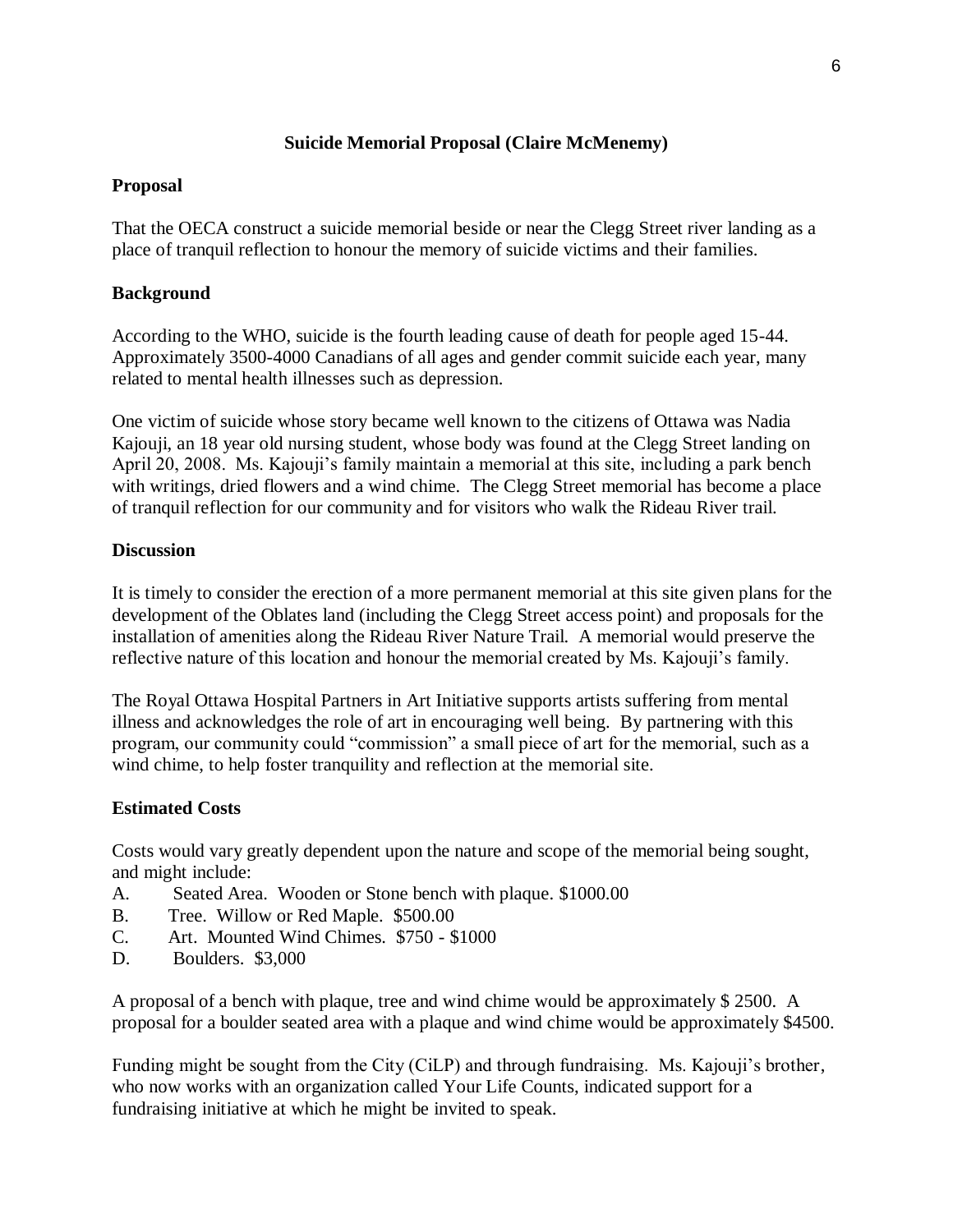**Suicide Memorial Proposal (Claire McMenemy)**

**Proposal**

That the OECA construct a suicide memorial beside or near the Clegg Street river landing as a place of tranquil reflection to honour the memory of suicide victims and their families.

**Background**

According to the WHO, suicide is the fourth leading cause of death for people aged 15-44. Approximately 3500-4000 Canadians of all ages and gender commit suicide each year, many related to mental health illnesses such as depression.

One victim of suicide whose story became well known to the citizens of Ottawa was Nadia Kajouji, an 18 year old nursing student, whose body was found at the Clegg Street landing on April 20, 2008. Ms. Kajouji's family maintain a memorial at this site, including a park bench with writings, dried flowers and a wind chime. The Clegg Street memorial has become a place of tranquil reflection for our community and for visitors who walk the Rideau River trail.

**Discussion**

It is timely to consider the erection of a more permanent memorial at this site given plans for the development of the Oblates land (including the Clegg Street access point) and proposals for the installation of amenities along the Rideau River Nature Trail. A memorial would preserve the reflective nature of this location and honour the memorial created by Ms. Kajouji's family.

The Royal Ottawa Hospital Partners in Art Initiative supports artists suffering from mental illness and acknowledges the role of art in encouraging well being. By partnering with this program, our community could "commission" a small piece of art for the memorial, such as a wind chime, to help foster tranquility and reflection at the memorial site.

**Estimated Costs**

Costs would vary greatly dependent upon the nature and scope of the memorial being sought, and might include:

A. Seated Area. Wooden or Stone bench with plaque. $1000.00
B. Tree. Willow or Red Maple. $500.00
C. Art. Mounted Wind Chimes. $750 - $1000
D. Boulders. $3,000

A proposal of a bench with plaque, tree and wind chime would be approximately $ 2500. A proposal for a boulder seated area with a plaque and wind chime would be approximately $4500.

Funding might be sought from the City (CiLP) and through fundraising. Ms. Kajouji's brother, who now works with an organization called Your Life Counts, indicated support for a fundraising initiative at which he might be invited to speak.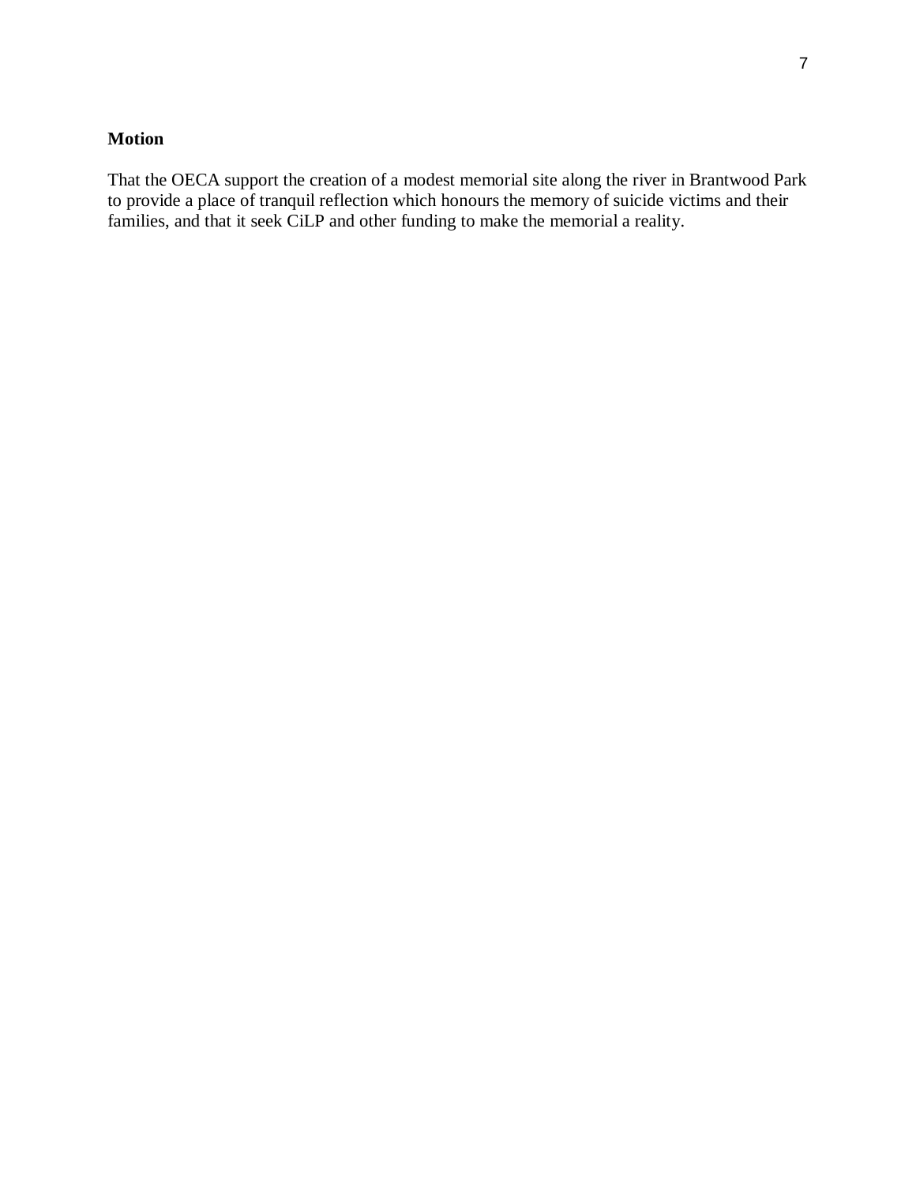**Motion**

That the OECA support the creation of a modest memorial site along the river in Brantwood Park to provide a place of tranquil reflection which honours the memory of suicide victims and their families, and that it seek CiLP and other funding to make the memorial a reality.